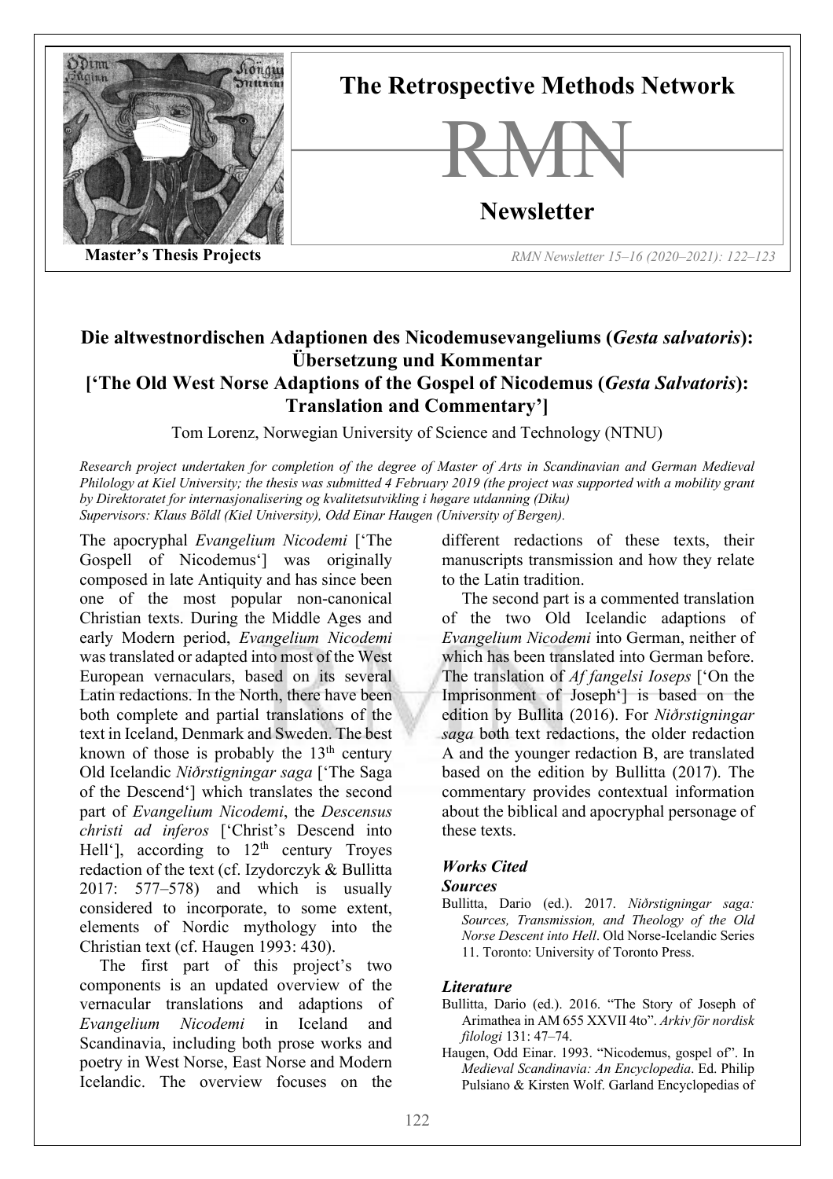Master's Thesis Projects

# Die altwestnordischen Adaptionen des Nicodemusevangeliums (*Gesta salvatoris*): Übersetzung und Kommentar

## ['The Old West Norse Adaptions of the Gospel of Nicodemus (*Gesta Salvatoris*): Translation and Commentary']

Tom Lorenz, Norwegian University of Science and Technology (NTNU)

*Research project undertaken for completion of the degree of Master of Arts in Scandinavian and German Medieval Philology at Kiel University; the thesis was submitted 4 February 2019 (the project was supported with a mobility grant by Direktoratet for internasjonalisering og kvalitetsutvikling i høgare utdanning (Diku)*
*Supervisors: Klaus Böldl (Kiel University), Odd Einar Haugen (University of Bergen).*

The apocryphal *Evangelium Nicodemi* ['The Gospell of Nicodemus'] was originally composed in late Antiquity and has since been one of the most popular non-canonical Christian texts. During the Middle Ages and early Modern period, *Evangelium Nicodemi* was translated or adapted into most of the West European vernaculars, based on its several Latin redactions. In the North, there have been both complete and partial translations of the text in Iceland, Denmark and Sweden. The best known of those is probably the 13th century Old Icelandic *Niðrstigningar saga* ['The Saga of the Descend'] which translates the second part of *Evangelium Nicodemi*, the *Descensus christi ad inferos* ['Christ's Descend into Hell'], according to 12th century Troyes redaction of the text (cf. Izydorczyk & Bullitta 2017: 577–578) and which is usually considered to incorporate, to some extent, elements of Nordic mythology into the Christian text (cf. Haugen 1993: 430).

The first part of this project's two components is an updated overview of the vernacular translations and adaptions of *Evangelium Nicodemi* in Iceland and Scandinavia, including both prose works and poetry in West Norse, East Norse and Modern Icelandic. The overview focuses on the different redactions of these texts, their manuscripts transmission and how they relate to the Latin tradition.

The second part is a commented translation of the two Old Icelandic adaptions of *Evangelium Nicodemi* into German, neither of which has been translated into German before. The translation of *Af fangelsi Ioseps* ['On the Imprisonment of Joseph'] is based on the edition by Bullita (2016). For *Niðrstigningar saga* both text redactions, the older redaction A and the younger redaction B, are translated based on the edition by Bullitta (2017). The commentary provides contextual information about the biblical and apocryphal personage of these texts.

### *Works Cited*

#### *Sources*

Bullitta, Dario (ed.). 2017. *Niðrstigningar saga: Sources, Transmission, and Theology of the Old Norse Descent into Hell*. Old Norse-Icelandic Series 11. Toronto: University of Toronto Press.

#### *Literature*

Bullitta, Dario (ed.). 2016. "The Story of Joseph of Arimathea in AM 655 XXVII 4to". *Arkiv för nordisk filologi* 131: 47–74.

Haugen, Odd Einar. 1993. "Nicodemus, gospel of". In *Medieval Scandinavia: An Encyclopedia*. Ed. Philip Pulsiano & Kirsten Wolf. Garland Encyclopedias of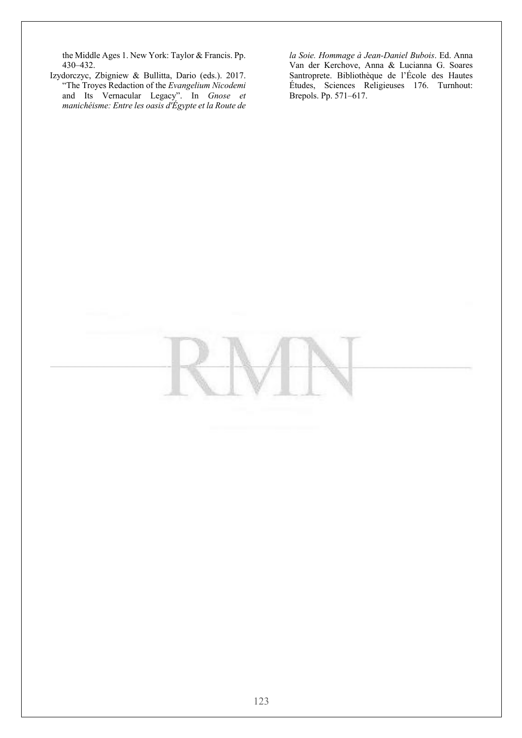the Middle Ages 1. New York: Taylor & Francis. Pp. 430–432.

Izydorczyc, Zbigniew & Bullitta, Dario (eds.). 2017. "The Troyes Redaction of the *Evangelium Nicodemi* and Its Vernacular Legacy". In *Gnose et manichéisme: Entre les oasis d'Égypte et la Route de la Soie. Hommage à Jean-Daniel Bubois*. Ed. Anna Van der Kerchove, Anna & Lucianna G. Soares Santroprete. Bibliothèque de l'École des Hautes Études, Sciences Religieuses 176. Turnhout: Brepols. Pp. 571–617.